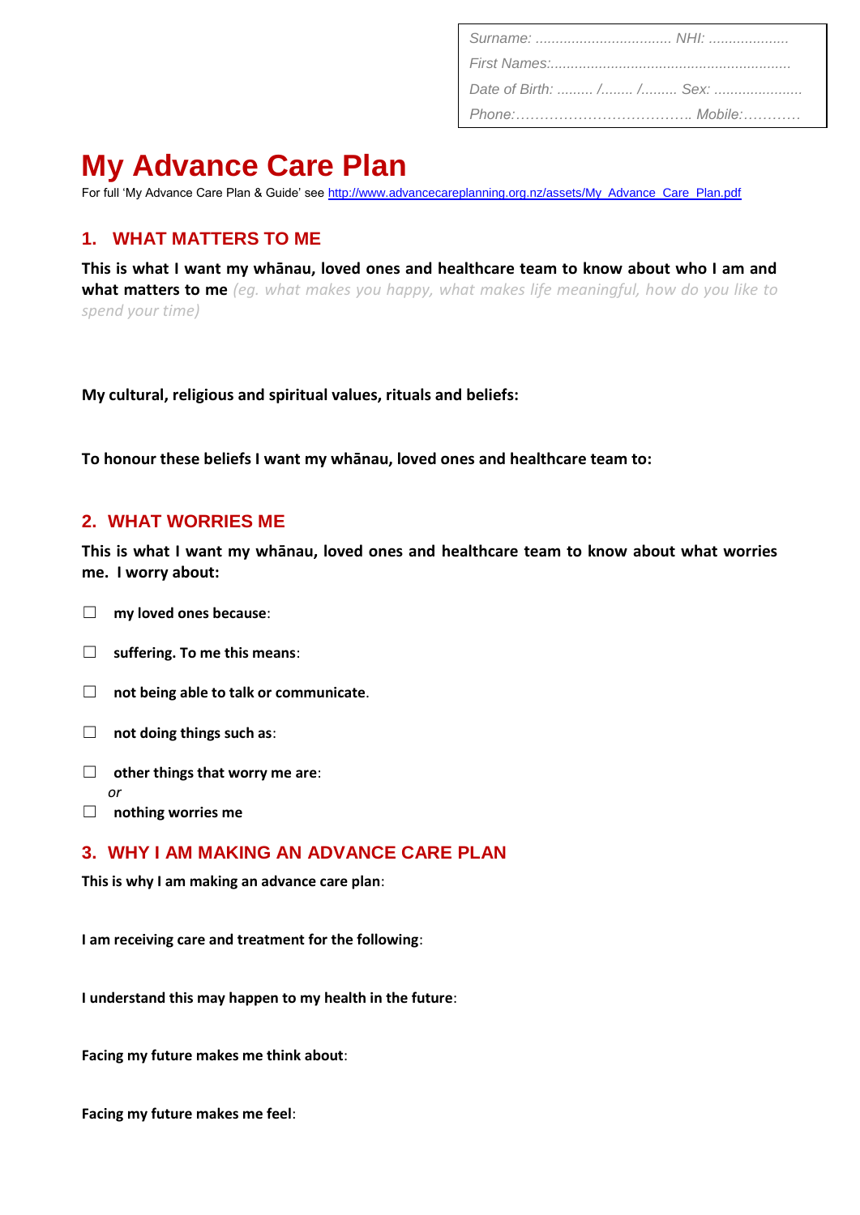| Surname: .................................. NHI: .................... |
| --- |
| First Names:............................................................ |
| Date of Birth: ......... /........ /......... Sex: ...................... |
| Phone:……………………………….. Mobile:………… |

# My Advance Care Plan

For full 'My Advance Care Plan & Guide' see http://www.advancecareplanning.org.nz/assets/My_Advance_Care_Plan.pdf

## 1. WHAT MATTERS TO ME

**This is what I want my whānau, loved ones and healthcare team to know about who I am and what matters to me** *(eg. what makes you happy, what makes life meaningful, how do you like to spend your time)*

**My cultural, religious and spiritual values, rituals and beliefs:**

**To honour these beliefs I want my whānau, loved ones and healthcare team to:**

## 2. WHAT WORRIES ME

**This is what I want my whānau, loved ones and healthcare team to know about what worries me. I worry about:**

☐ **my loved ones because**:

☐ **suffering. To me this means**:

☐ **not being able to talk or communicate**.

☐ **not doing things such as**:

☐ **other things that worry me are**:

*or*

☐ **nothing worries me**

## 3. WHY I AM MAKING AN ADVANCE CARE PLAN

**This is why I am making an advance care plan**:

**I am receiving care and treatment for the following**:

**I understand this may happen to my health in the future**:

**Facing my future makes me think about**:

**Facing my future makes me feel**: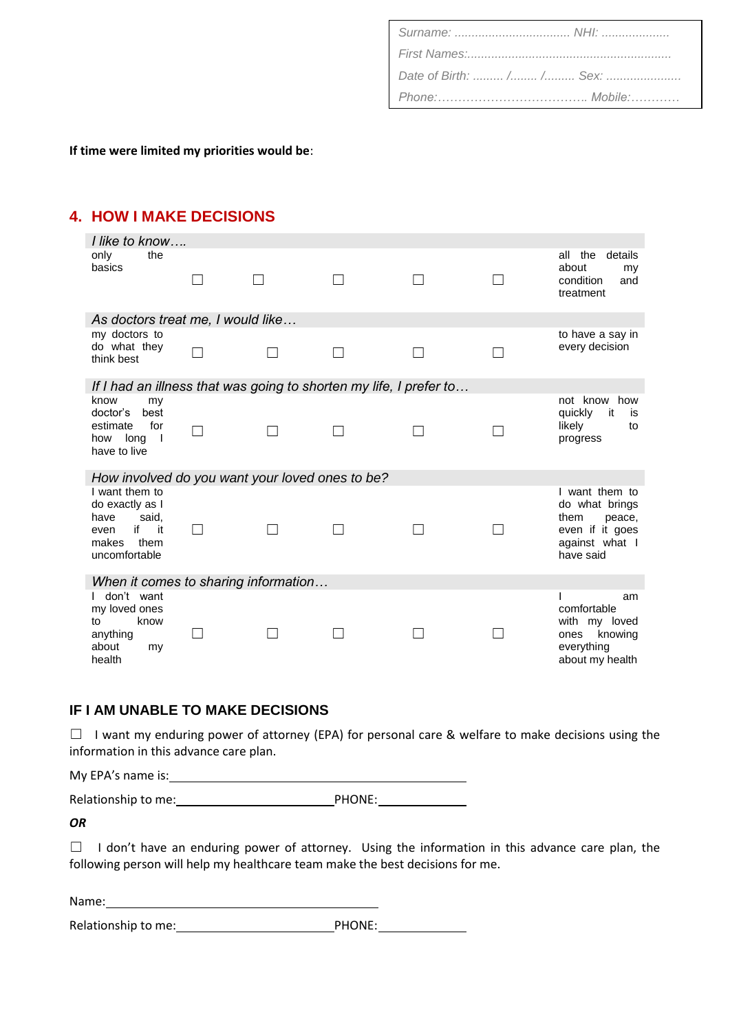| | |
|---|---|
| Surname: .................................. | NHI: .................... |
| First Names:............................................................ | |
| Date of Birth: ......... /........ /......... | Sex: ...................... |
| Phone:……………………………….. | Mobile:………… |

**If time were limited my priorities would be**:

## 4. HOW I MAKE DECISIONS

| *I like to know….* | | | | | | |
|---|---|---|---|---|---|---|
| only the basics | ☐ | ☐ | ☐ | ☐ | ☐ | all the details about my condition and treatment |
| *As doctors treat me, I would like…* | | | | | | |
| my doctors to do what they think best | ☐ | ☐ | ☐ | ☐ | ☐ | to have a say in every decision |
| *If I had an illness that was going to shorten my life, I prefer to…* | | | | | | |
| know my doctor's best estimate for how long I have to live | ☐ | ☐ | ☐ | ☐ | ☐ | not know how quickly it is likely to progress |
| *How involved do you want your loved ones to be?* | | | | | | |
| I want them to do exactly as I have said, even if it makes them uncomfortable | ☐ | ☐ | ☐ | ☐ | ☐ | I want them to do what brings them peace, even if it goes against what I have said |
| *When it comes to sharing information…* | | | | | | |
| I don't want my loved ones to know anything about my health | ☐ | ☐ | ☐ | ☐ | ☐ | I am comfortable with my loved ones knowing everything about my health |

### IF I AM UNABLE TO MAKE DECISIONS

☐ I want my enduring power of attorney (EPA) for personal care & welfare to make decisions using the information in this advance care plan.

My EPA's name is:\_\_\_\_\_\_\_\_\_\_\_\_\_\_\_\_\_\_\_\_\_\_\_\_\_\_\_\_\_\_\_\_\_\_\_\_\_\_\_\_

Relationship to me:\_\_\_\_\_\_\_\_\_\_\_\_\_\_\_\_\_\_\_\_\_\_\_\_PHONE:\_\_\_\_\_\_\_\_\_\_\_\_\_

***OR***

☐ I don't have an enduring power of attorney. Using the information in this advance care plan, the following person will help my healthcare team make the best decisions for me.

Name:\_\_\_\_\_\_\_\_\_\_\_\_\_\_\_\_\_\_\_\_\_\_\_\_\_\_\_\_\_\_\_\_\_\_\_\_\_\_\_\_

Relationship to me:\_\_\_\_\_\_\_\_\_\_\_\_\_\_\_\_\_\_\_\_\_\_\_\_PHONE:\_\_\_\_\_\_\_\_\_\_\_\_\_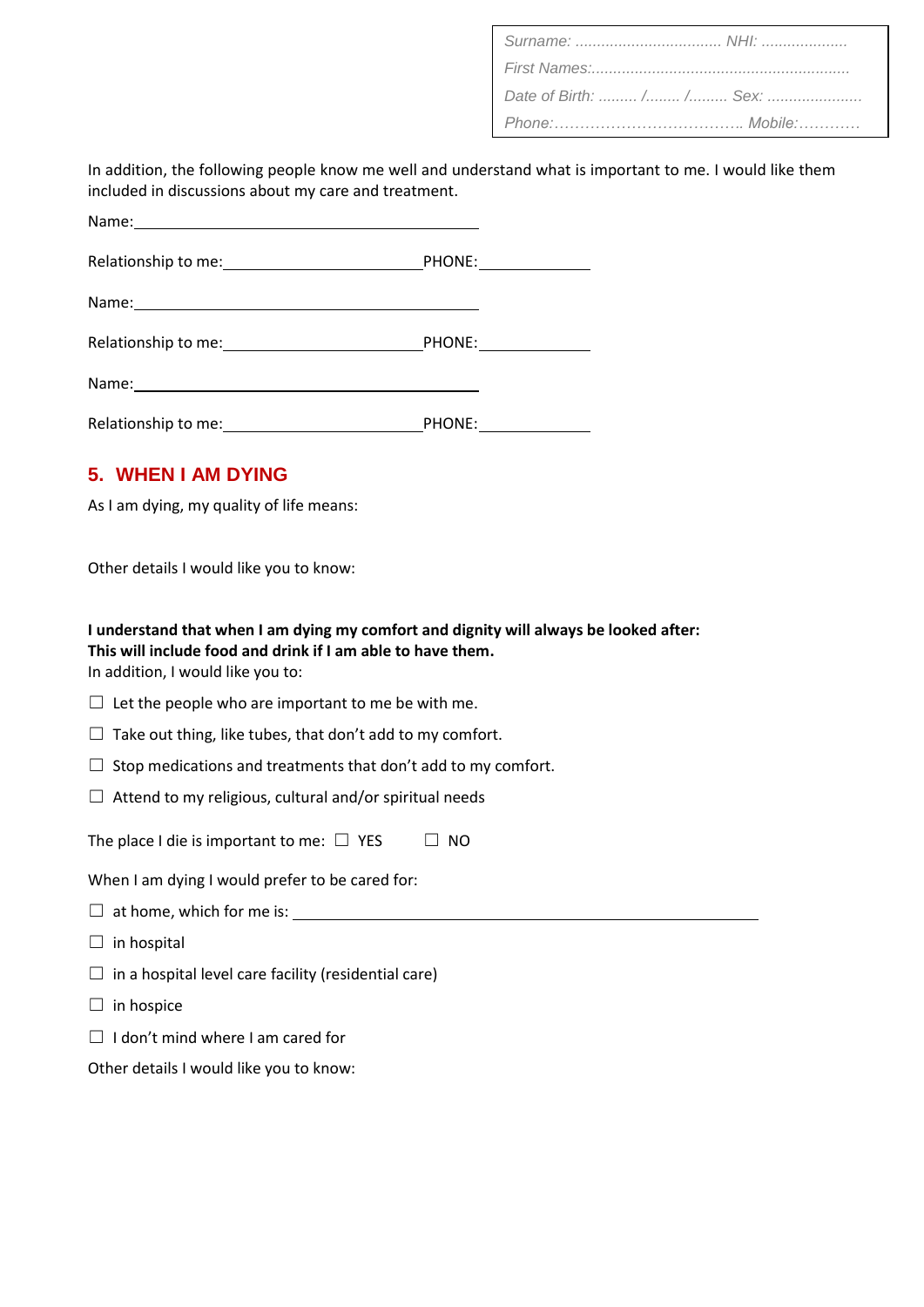Surname: .................................. NHI: ....................
First Names:............................................................
Date of Birth: ......... /........ /......... Sex: ......................
Phone:……………………………….. Mobile:…………

In addition, the following people know me well and understand what is important to me. I would like them included in discussions about my care and treatment.

Name: ____________________________________

Relationship to me: ____________________ PHONE: ____________

Name: ____________________________________

Relationship to me: ____________________ PHONE: ____________

Name: ____________________________________

Relationship to me: ____________________ PHONE: ____________

## 5. WHEN I AM DYING

As I am dying, my quality of life means:

Other details I would like you to know:

**I understand that when I am dying my comfort and dignity will always be looked after:**
**This will include food and drink if I am able to have them.**
In addition, I would like you to:

☐ Let the people who are important to me be with me.

☐ Take out thing, like tubes, that don't add to my comfort.

☐ Stop medications and treatments that don't add to my comfort.

☐ Attend to my religious, cultural and/or spiritual needs

The place I die is important to me: ☐ YES ☐ NO

When I am dying I would prefer to be cared for:

☐ at home, which for me is: ____________________________________________

☐ in hospital

☐ in a hospital level care facility (residential care)

☐ in hospice

☐ I don't mind where I am cared for

Other details I would like you to know: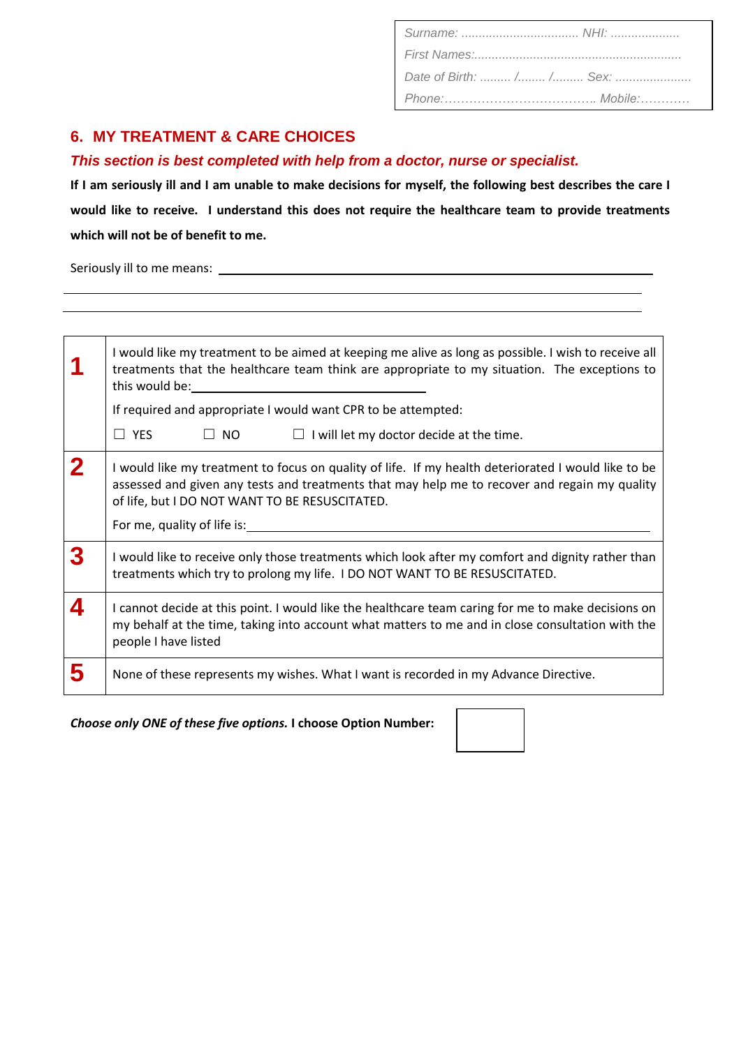Surname: .................................. NHI: ....................

First Names:............................................................

Date of Birth: ......... /........ /......... Sex: ......................

Phone:……………………………….. Mobile:…………

## 6. MY TREATMENT & CARE CHOICES

***This section is best completed with help from a doctor, nurse or specialist.***

**If I am seriously ill and I am unable to make decisions for myself, the following best describes the care I would like to receive. I understand this does not require the healthcare team to provide treatments which will not be of benefit to me.**

Seriously ill to me means: ______________________________________________

______________________________________________

______________________________________________

| | |
|---|---|
| **1** | I would like my treatment to be aimed at keeping me alive as long as possible. I wish to receive all treatments that the healthcare team think are appropriate to my situation. The exceptions to this would be:______________________________<br><br>If required and appropriate I would want CPR to be attempted:<br><br>☐ YES ☐ NO ☐ I will let my doctor decide at the time. |
| **2** | I would like my treatment to focus on quality of life. If my health deteriorated I would like to be assessed and given any tests and treatments that may help me to recover and regain my quality of life, but I DO NOT WANT TO BE RESUSCITATED.<br><br>For me, quality of life is:______________________________ |
| **3** | I would like to receive only those treatments which look after my comfort and dignity rather than treatments which try to prolong my life. I DO NOT WANT TO BE RESUSCITATED. |
| **4** | I cannot decide at this point. I would like the healthcare team caring for me to make decisions on my behalf at the time, taking into account what matters to me and in close consultation with the people I have listed |
| **5** | None of these represents my wishes. What I want is recorded in my Advance Directive. |

***Choose only ONE of these five options.*** **I choose Option Number:** ☐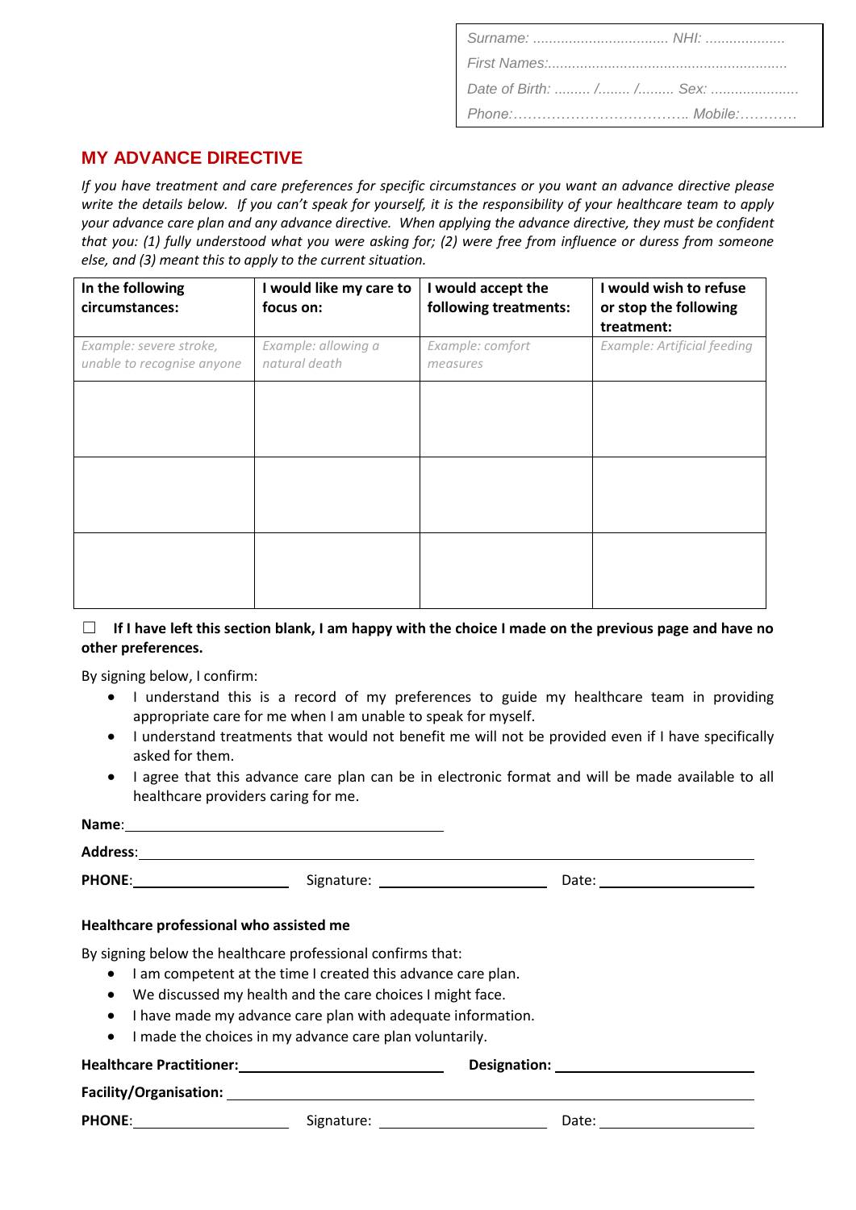Surname: .................................. NHI: ....................

First Names:............................................................

Date of Birth: ......... /........ /......... Sex: ......................

Phone:……………………………….. Mobile:…………

## MY ADVANCE DIRECTIVE

*If you have treatment and care preferences for specific circumstances or you want an advance directive please write the details below. If you can't speak for yourself, it is the responsibility of your healthcare team to apply your advance care plan and any advance directive. When applying the advance directive, they must be confident that you: (1) fully understood what you were asking for; (2) were free from influence or duress from someone else, and (3) meant this to apply to the current situation.*

| In the following circumstances: | I would like my care to focus on: | I would accept the following treatments: | I would wish to refuse or stop the following treatment: |
|---|---|---|---|
| *Example: severe stroke, unable to recognise anyone* | *Example: allowing a natural death* | *Example: comfort measures* | *Example: Artificial feeding* |
| | | | |
| | | | |
| | | | |

☐ **If I have left this section blank, I am happy with the choice I made on the previous page and have no other preferences.**

By signing below, I confirm:

- I understand this is a record of my preferences to guide my healthcare team in providing appropriate care for me when I am unable to speak for myself.
- I understand treatments that would not benefit me will not be provided even if I have specifically asked for them.
- I agree that this advance care plan can be in electronic format and will be made available to all healthcare providers caring for me.

**Name**: ____________________

**Address**: ____________________

**PHONE**: ____________________ Signature: ____________________ Date: ____________________

**Healthcare professional who assisted me**

By signing below the healthcare professional confirms that:

- I am competent at the time I created this advance care plan.
- We discussed my health and the care choices I might face.
- I have made my advance care plan with adequate information.
- I made the choices in my advance care plan voluntarily.

**Healthcare Practitioner:** ____________________ **Designation:** ____________________

**Facility/Organisation:** ____________________

**PHONE**: ____________________ Signature: ____________________ Date: ____________________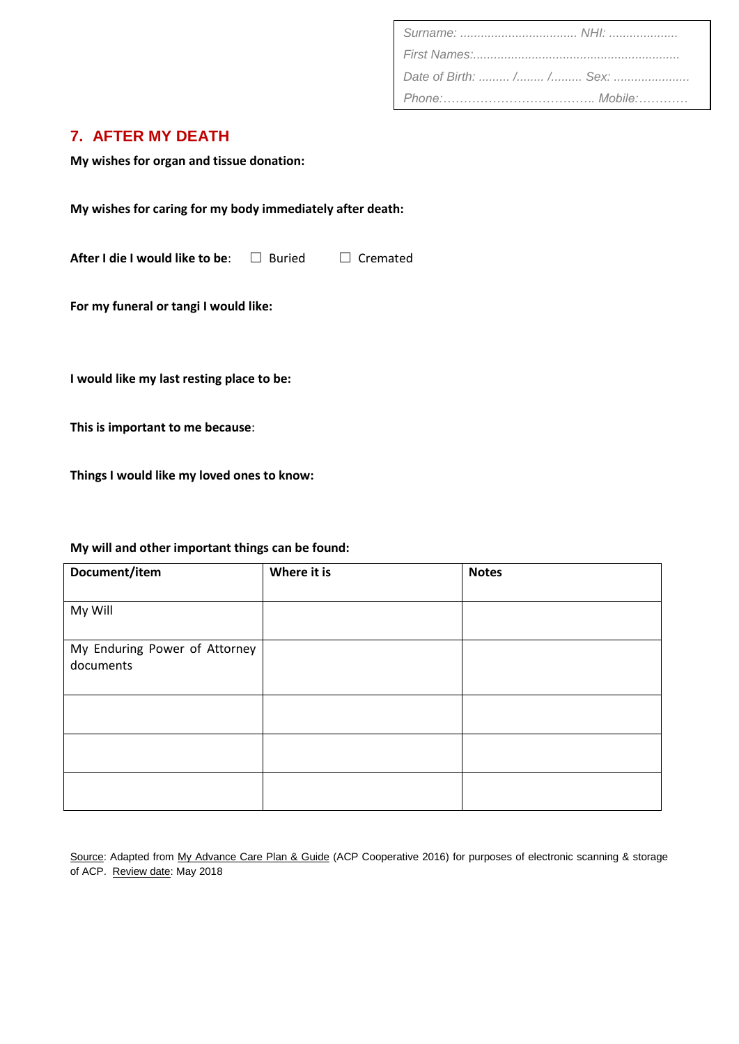| |
|---|
| Surname: .................................. NHI: .................... |
| First Names:........................................................... |
| Date of Birth: ......... /........ /......... Sex: ...................... |
| Phone:……………………………….. Mobile:………… |

## 7. AFTER MY DEATH

**My wishes for organ and tissue donation:**

**My wishes for caring for my body immediately after death:**

**After I die I would like to be**: ☐ Buried ☐ Cremated

**For my funeral or tangi I would like:**

**I would like my last resting place to be:**

**This is important to me because**:

**Things I would like my loved ones to know:**

**My will and other important things can be found:**

| Document/item | Where it is | Notes |
|---|---|---|
| My Will | | |
| My Enduring Power of Attorney documents | | |
| | | |
| | | |
| | | |

Source: Adapted from My Advance Care Plan & Guide (ACP Cooperative 2016) for purposes of electronic scanning & storage of ACP. Review date: May 2018